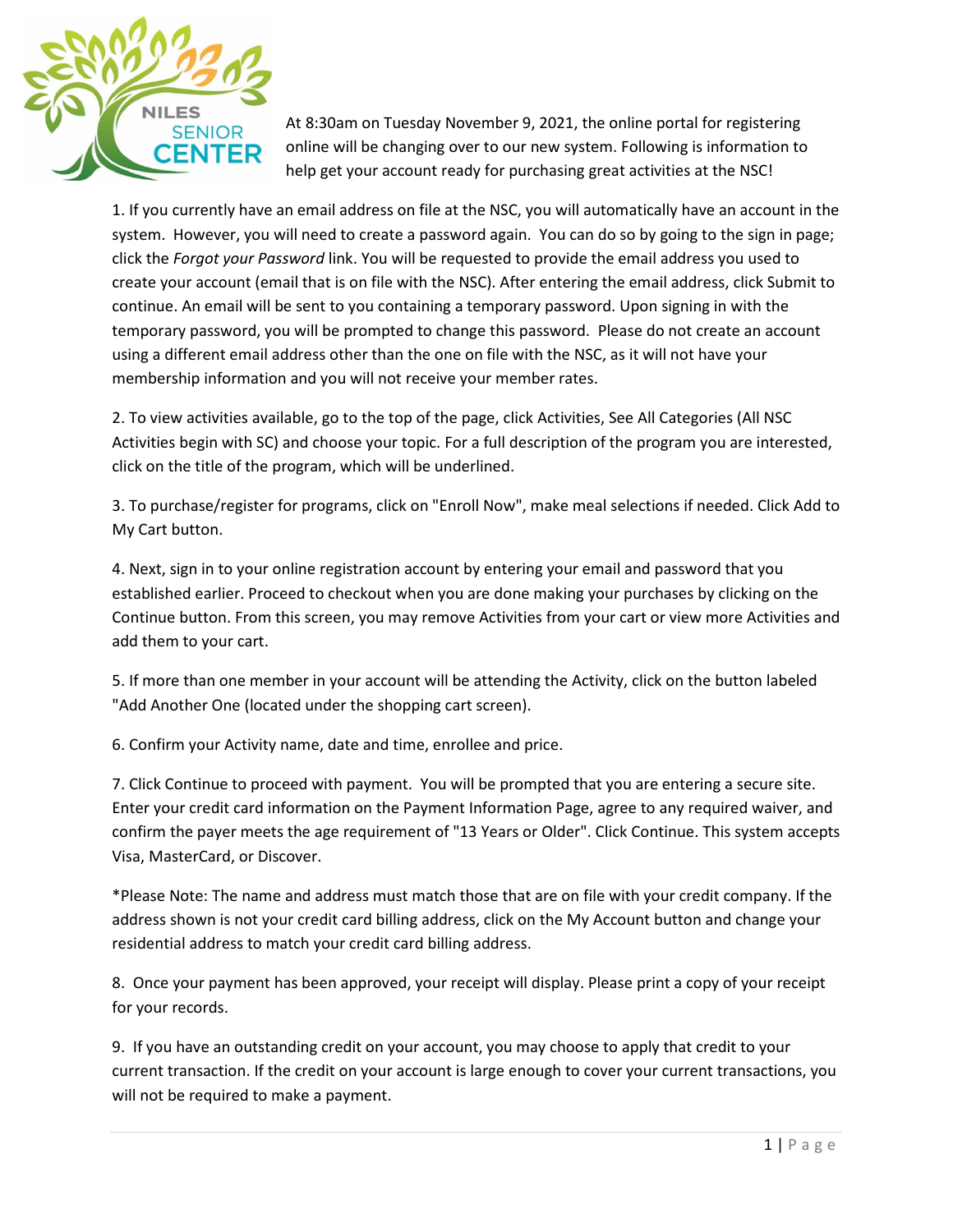At 8:30am on Tuesday November 9, 2021, the online portal for registering online will be changing over to our new system. Following is information to help get your account ready for purchasing great activities at the NSC!

1. If you currently have an email address on file at the NSC, you will automatically have an account in the system. However, you will need to create a password again. You can do so by going to the sign in page; click the *Forgot your Password* link. You will be requested to provide the email address you used to create your account (email that is on file with the NSC). After entering the email address, click Submit to continue. An email will be sent to you containing a temporary password. Upon signing in with the temporary password, you will be prompted to change this password. Please do not create an account using a different email address other than the one on file with the NSC, as it will not have your membership information and you will not receive your member rates.

2. To view activities available, go to the top of the page, click Activities, See All Categories (All NSC Activities begin with SC) and choose your topic. For a full description of the program you are interested, click on the title of the program, which will be underlined.

3. To purchase/register for programs, click on "Enroll Now", make meal selections if needed. Click Add to My Cart button.

4. Next, sign in to your online registration account by entering your email and password that you established earlier. Proceed to checkout when you are done making your purchases by clicking on the Continue button. From this screen, you may remove Activities from your cart or view more Activities and add them to your cart.

5. If more than one member in your account will be attending the Activity, click on the button labeled "Add Another One (located under the shopping cart screen).

6. Confirm your Activity name, date and time, enrollee and price.

7. Click Continue to proceed with payment. You will be prompted that you are entering a secure site. Enter your credit card information on the Payment Information Page, agree to any required waiver, and confirm the payer meets the age requirement of "13 Years or Older". Click Continue. This system accepts Visa, MasterCard, or Discover.

*Please Note: The name and address must match those that are on file with your credit company. If the address shown is not your credit card billing address, click on the My Account button and change your residential address to match your credit card billing address.

8. Once your payment has been approved, your receipt will display. Please print a copy of your receipt for your records.

9. If you have an outstanding credit on your account, you may choose to apply that credit to your current transaction. If the credit on your account is large enough to cover your current transactions, you will not be required to make a payment.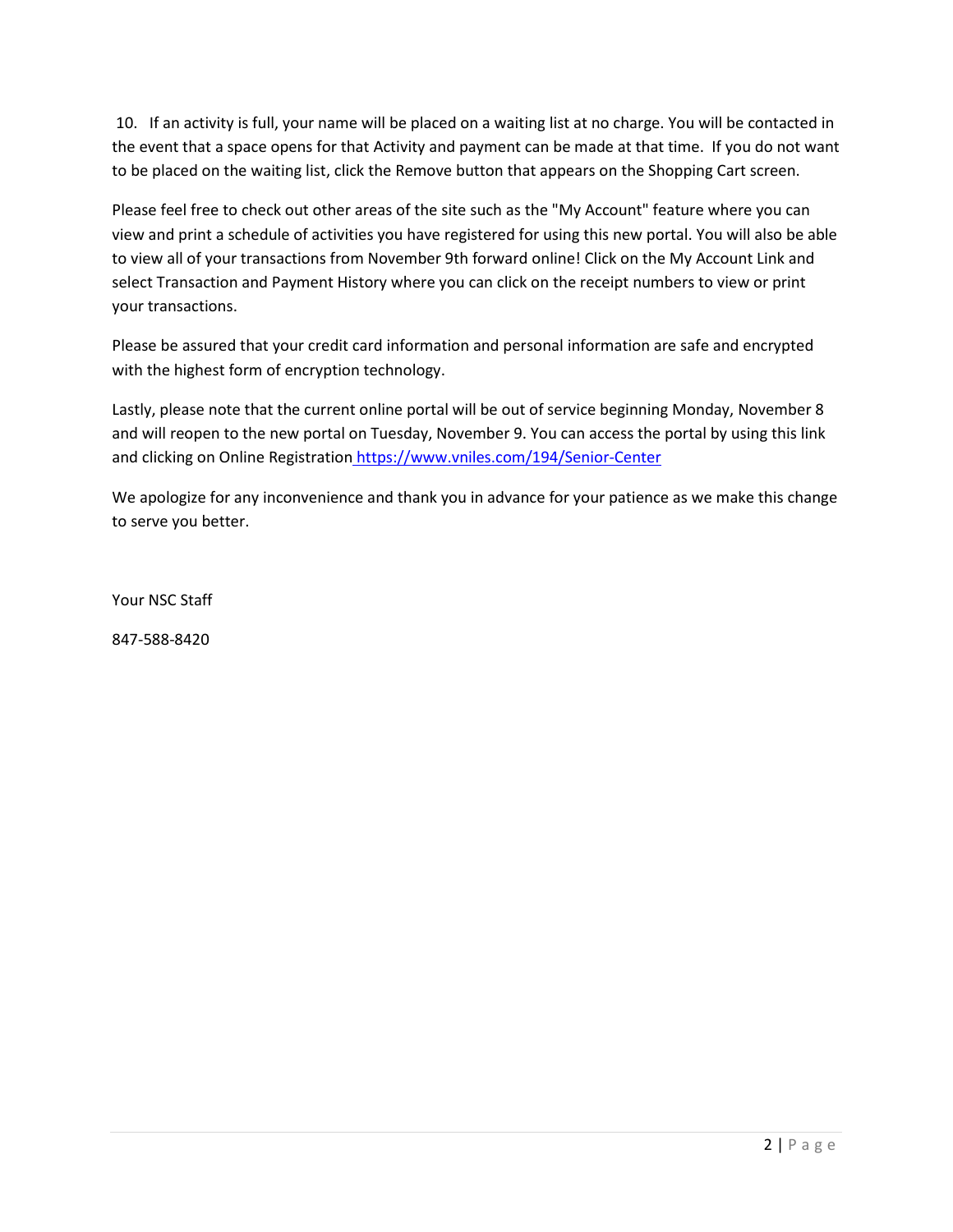10. If an activity is full, your name will be placed on a waiting list at no charge. You will be contacted in the event that a space opens for that Activity and payment can be made at that time. If you do not want to be placed on the waiting list, click the Remove button that appears on the Shopping Cart screen.

Please feel free to check out other areas of the site such as the "My Account" feature where you can view and print a schedule of activities you have registered for using this new portal. You will also be able to view all of your transactions from November 9th forward online! Click on the My Account Link and select Transaction and Payment History where you can click on the receipt numbers to view or print your transactions.

Please be assured that your credit card information and personal information are safe and encrypted with the highest form of encryption technology.

Lastly, please note that the current online portal will be out of service beginning Monday, November 8 and will reopen to the new portal on Tuesday, November 9. You can access the portal by using this link and clicking on Online Registration https://www.vniles.com/194/Senior-Center

We apologize for any inconvenience and thank you in advance for your patience as we make this change to serve you better.

Your NSC Staff

847-588-8420